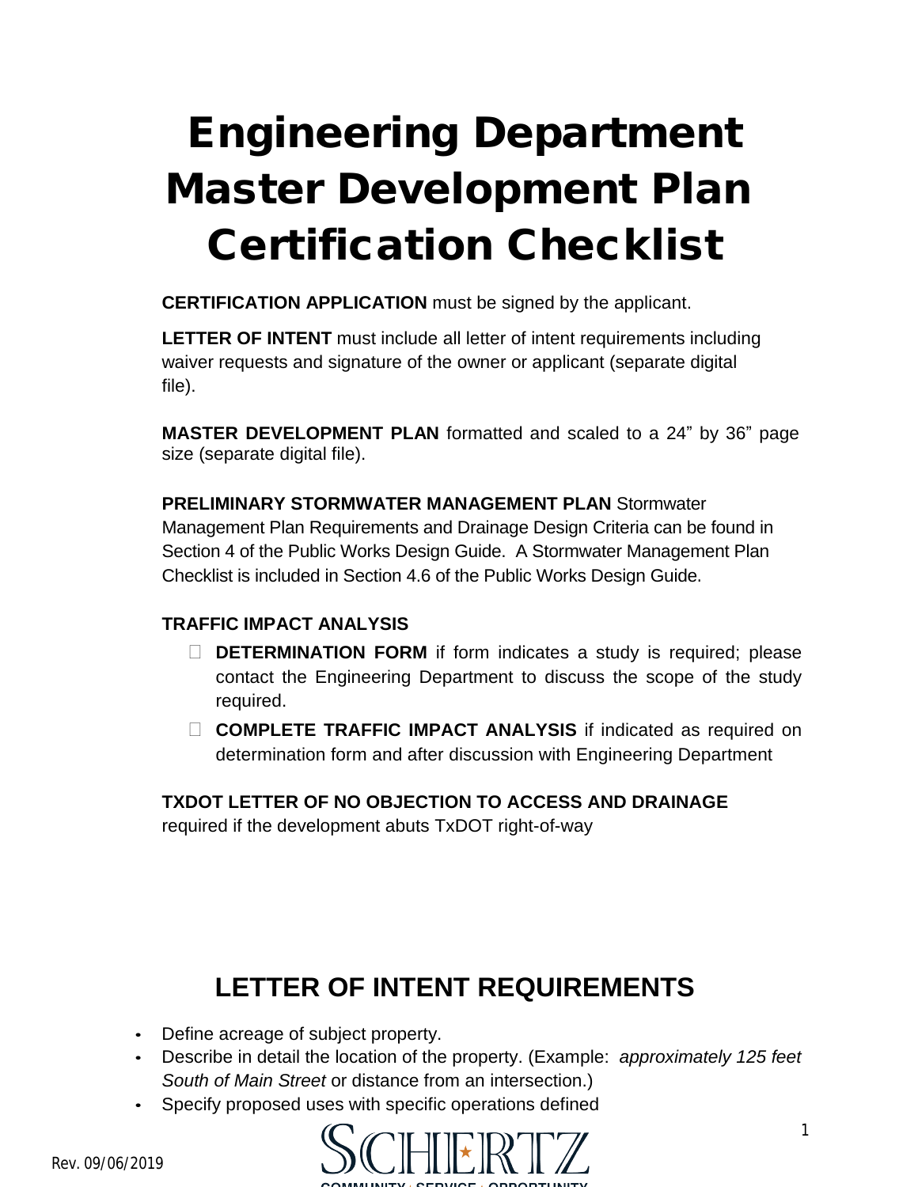# Engineering Department Master Development Plan Certification Checklist

**CERTIFICATION APPLICATION** must be signed by the applicant.

**LETTER OF INTENT** must include all letter of intent requirements including waiver requests and signature of the owner or applicant (separate digital file).

**MASTER DEVELOPMENT PLAN** formatted and scaled to a 24" by 36" page size (separate digital file).

**PRELIMINARY STORMWATER MANAGEMENT PLAN** Stormwater Management Plan Requirements and Drainage Design Criteria can be found in Section 4 of the Public Works Design Guide. A Stormwater Management Plan Checklist is included in Section 4.6 of the Public Works Design Guide.

**TRAFFIC IMPACT ANALYSIS**

- ☐ **DETERMINATION FORM** if form indicates a study is required; please contact the Engineering Department to discuss the scope of the study required.
- ☐ **COMPLETE TRAFFIC IMPACT ANALYSIS** if indicated as required on determination form and after discussion with Engineering Department

**TXDOT LETTER OF NO OBJECTION TO ACCESS AND DRAINAGE** required if the development abuts TxDOT right-of-way

## LETTER OF INTENT REQUIREMENTS

- Define acreage of subject property.
- Describe in detail the location of the property. (Example: *approximately 125 feet South of Main Street* or distance from an intersection.)
- Specify proposed uses with specific operations defined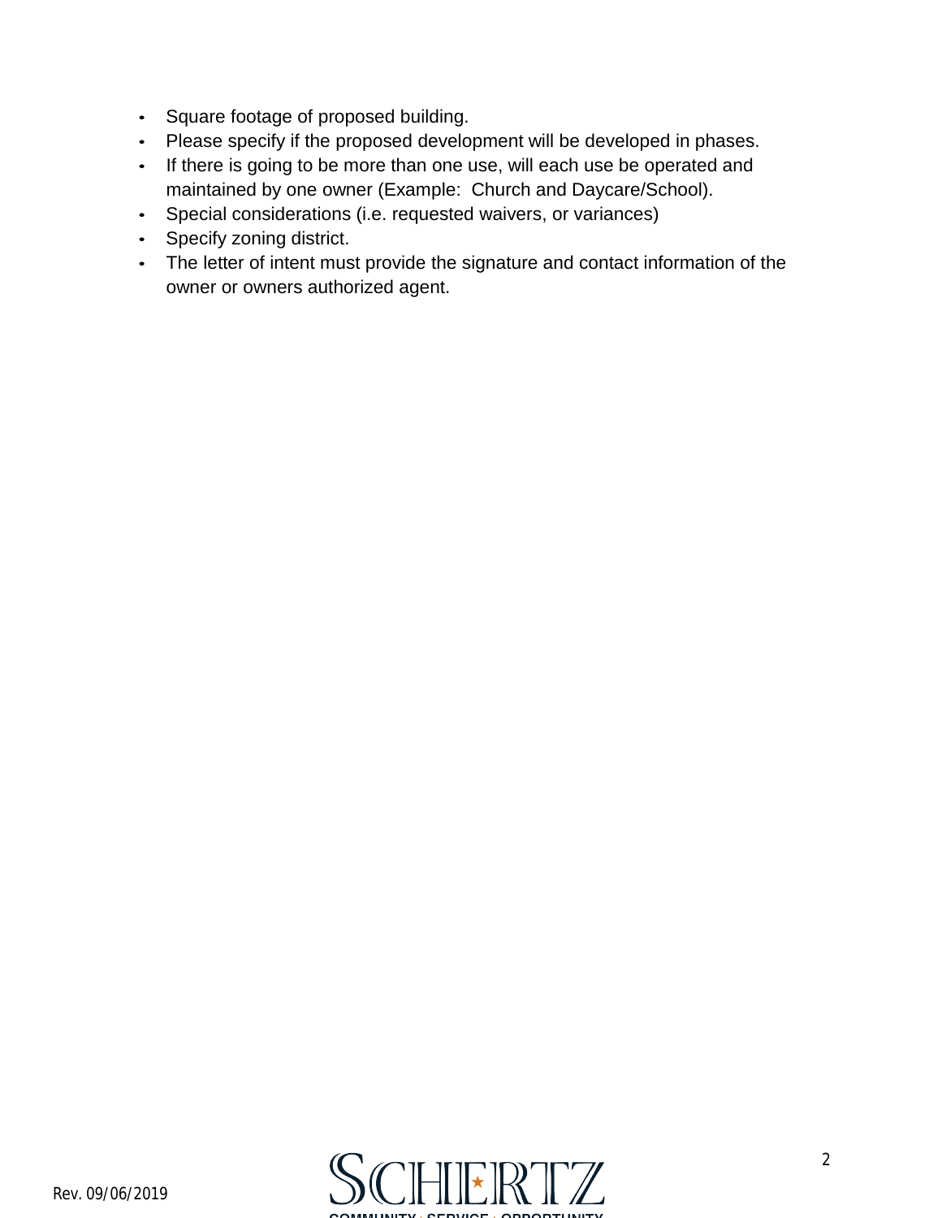- Square footage of proposed building.
- Please specify if the proposed development will be developed in phases.
- If there is going to be more than one use, will each use be operated and maintained by one owner (Example:  Church and Daycare/School).
- Special considerations (i.e. requested waivers, or variances)
- Specify zoning district.
- The letter of intent must provide the signature and contact information of the owner or owners authorized agent.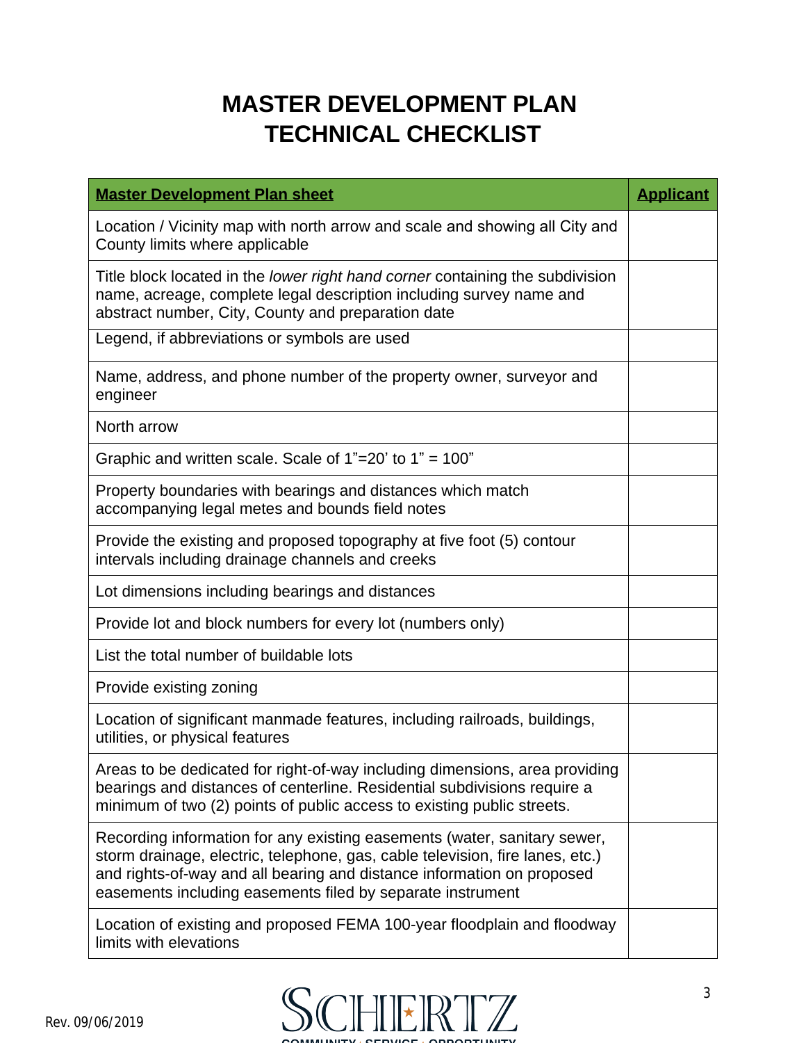# MASTER DEVELOPMENT PLAN TECHNICAL CHECKLIST

| **Master Development Plan sheet** | **Applicant** |
|---|---|
| Location / Vicinity map with north arrow and scale and showing all City and County limits where applicable | |
| Title block located in the *lower right hand corner* containing the subdivision name, acreage, complete legal description including survey name and abstract number, City, County and preparation date | |
| Legend, if abbreviations or symbols are used | |
| Name, address, and phone number of the property owner, surveyor and engineer | |
| North arrow | |
| Graphic and written scale. Scale of 1"=20' to 1" = 100" | |
| Property boundaries with bearings and distances which match accompanying legal metes and bounds field notes | |
| Provide the existing and proposed topography at five foot (5) contour intervals including drainage channels and creeks | |
| Lot dimensions including bearings and distances | |
| Provide lot and block numbers for every lot (numbers only) | |
| List the total number of buildable lots | |
| Provide existing zoning | |
| Location of significant manmade features, including railroads, buildings, utilities, or physical features | |
| Areas to be dedicated for right-of-way including dimensions, area providing bearings and distances of centerline. Residential subdivisions require a minimum of two (2) points of public access to existing public streets. | |
| Recording information for any existing easements (water, sanitary sewer, storm drainage, electric, telephone, gas, cable television, fire lanes, etc.) and rights-of-way and all bearing and distance information on proposed easements including easements filed by separate instrument | |
| Location of existing and proposed FEMA 100-year floodplain and floodway limits with elevations | |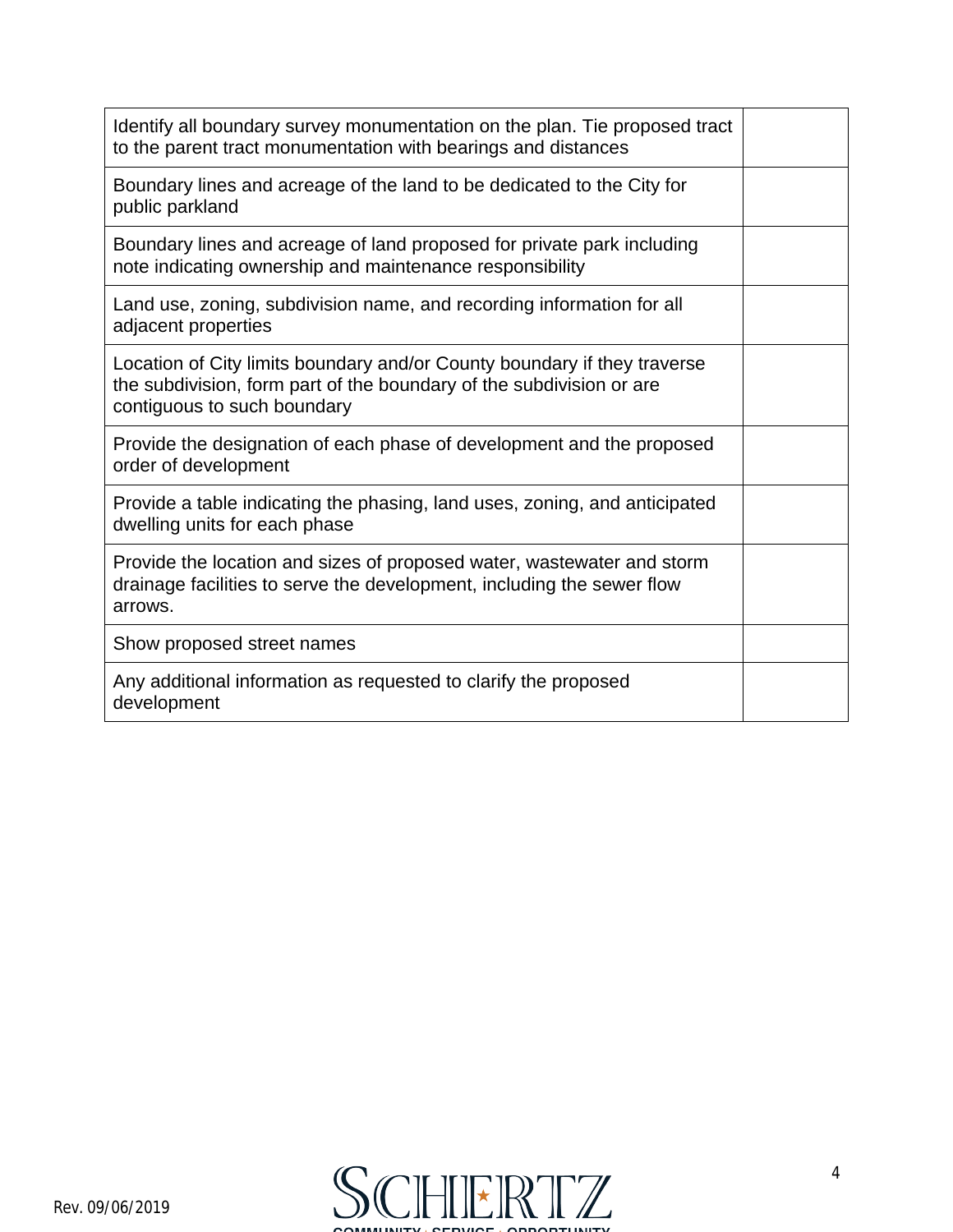| | |
|---|---|
| Identify all boundary survey monumentation on the plan. Tie proposed tract to the parent tract monumentation with bearings and distances | |
| Boundary lines and acreage of the land to be dedicated to the City for public parkland | |
| Boundary lines and acreage of land proposed for private park including note indicating ownership and maintenance responsibility | |
| Land use, zoning, subdivision name, and recording information for all adjacent properties | |
| Location of City limits boundary and/or County boundary if they traverse the subdivision, form part of the boundary of the subdivision or are contiguous to such boundary | |
| Provide the designation of each phase of development and the proposed order of development | |
| Provide a table indicating the phasing, land uses, zoning, and anticipated dwelling units for each phase | |
| Provide the location and sizes of proposed water, wastewater and storm drainage facilities to serve the development, including the sewer flow arrows. | |
| Show proposed street names | |
| Any additional information as requested to clarify the proposed development | |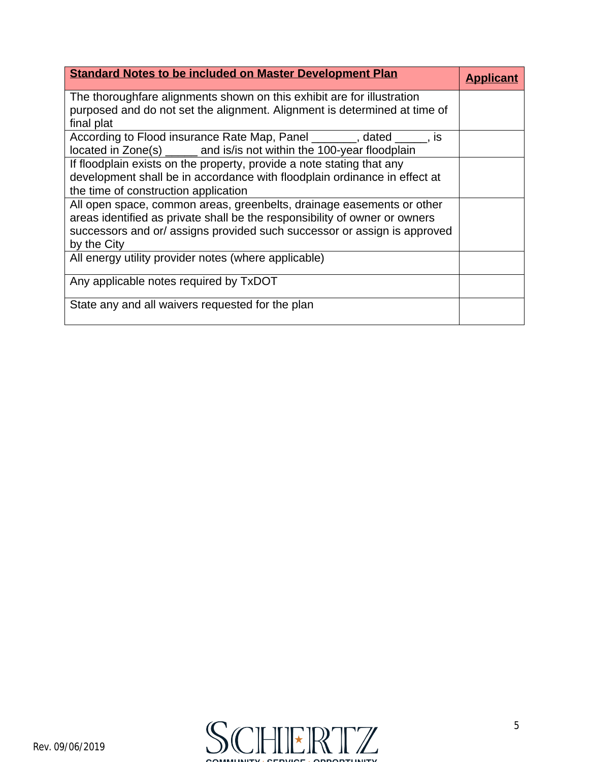| **Standard Notes to be included on Master Development Plan** | **Applicant** |
|---|---|
| The thoroughfare alignments shown on this exhibit are for illustration purposed and do not set the alignment. Alignment is determined at time of final plat | |
| According to Flood insurance Rate Map, Panel _______, dated _____, is located in Zone(s) _____ and is/is not within the 100-year floodplain | |
| If floodplain exists on the property, provide a note stating that any development shall be in accordance with floodplain ordinance in effect at the time of construction application | |
| All open space, common areas, greenbelts, drainage easements or other areas identified as private shall be the responsibility of owner or owners successors and or/ assigns provided such successor or assign is approved by the City | |
| All energy utility provider notes (where applicable) | |
| Any applicable notes required by TxDOT | |
| State any and all waivers requested for the plan | |

Rev. 09/06/2019

SCHERTZ
COMMUNITY · SERVICE · OPPORTUNITY